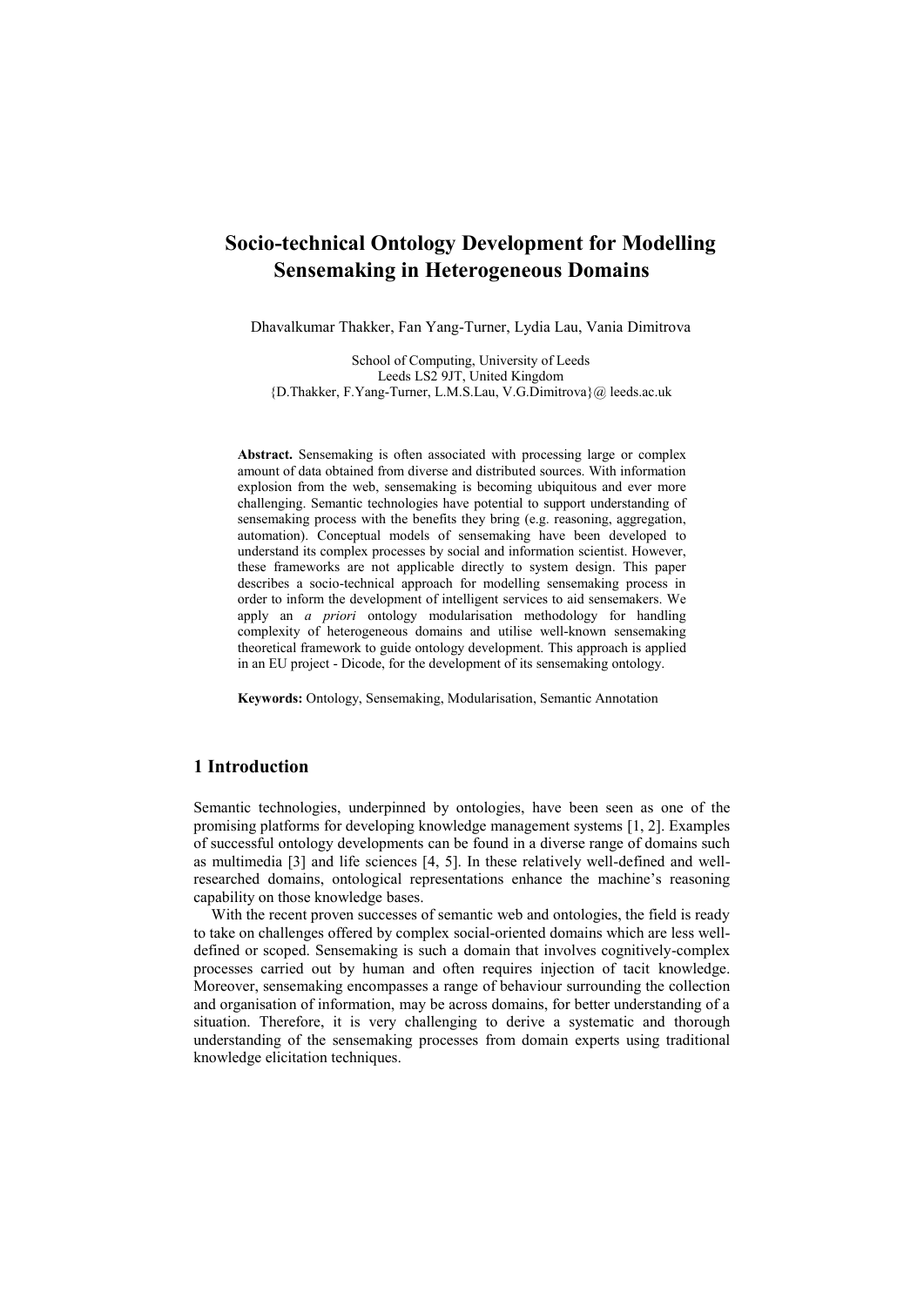# Socio-technical Ontology Development for Modelling Sensemaking in Heterogeneous Domains

Dhavalkumar Thakker, Fan Yang-Turner, Lydia Lau, Vania Dimitrova

School of Computing, University of Leeds
Leeds LS2 9JT, United Kingdom
{D.Thakker, F.Yang-Turner, L.M.S.Lau, V.G.Dimitrova}@ leeds.ac.uk

**Abstract.** Sensemaking is often associated with processing large or complex amount of data obtained from diverse and distributed sources. With information explosion from the web, sensemaking is becoming ubiquitous and ever more challenging. Semantic technologies have potential to support understanding of sensemaking process with the benefits they bring (e.g. reasoning, aggregation, automation). Conceptual models of sensemaking have been developed to understand its complex processes by social and information scientist. However, these frameworks are not applicable directly to system design. This paper describes a socio-technical approach for modelling sensemaking process in order to inform the development of intelligent services to aid sensemakers. We apply an *a priori* ontology modularisation methodology for handling complexity of heterogeneous domains and utilise well-known sensemaking theoretical framework to guide ontology development. This approach is applied in an EU project - Dicode, for the development of its sensemaking ontology.

**Keywords:** Ontology, Sensemaking, Modularisation, Semantic Annotation

## 1 Introduction

Semantic technologies, underpinned by ontologies, have been seen as one of the promising platforms for developing knowledge management systems [1, 2]. Examples of successful ontology developments can be found in a diverse range of domains such as multimedia [3] and life sciences [4, 5]. In these relatively well-defined and well-researched domains, ontological representations enhance the machine's reasoning capability on those knowledge bases.

With the recent proven successes of semantic web and ontologies, the field is ready to take on challenges offered by complex social-oriented domains which are less well-defined or scoped. Sensemaking is such a domain that involves cognitively-complex processes carried out by human and often requires injection of tacit knowledge. Moreover, sensemaking encompasses a range of behaviour surrounding the collection and organisation of information, may be across domains, for better understanding of a situation. Therefore, it is very challenging to derive a systematic and thorough understanding of the sensemaking processes from domain experts using traditional knowledge elicitation techniques.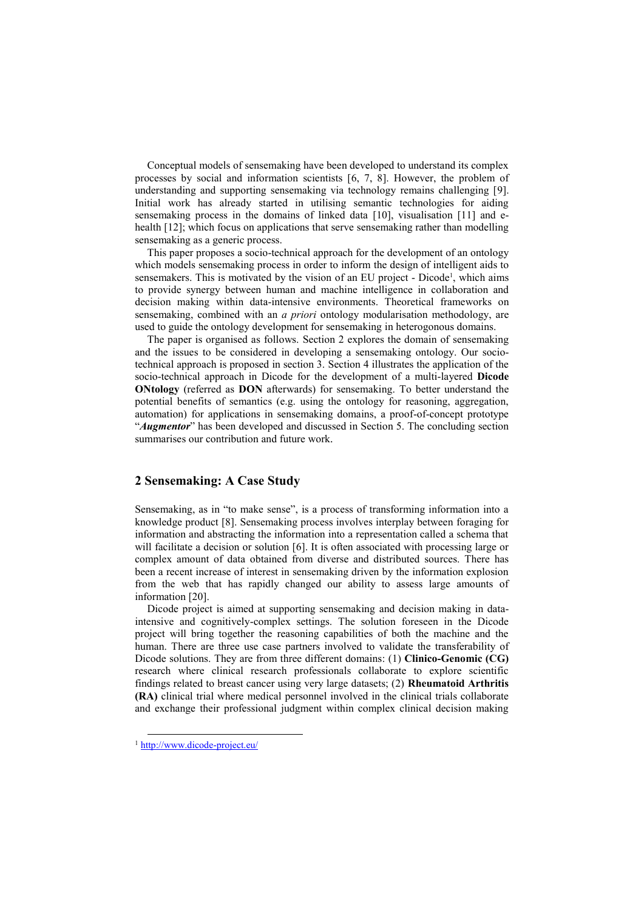Conceptual models of sensemaking have been developed to understand its complex processes by social and information scientists [6, 7, 8]. However, the problem of understanding and supporting sensemaking via technology remains challenging [9]. Initial work has already started in utilising semantic technologies for aiding sensemaking process in the domains of linked data [10], visualisation [11] and e-health [12]; which focus on applications that serve sensemaking rather than modelling sensemaking as a generic process.

This paper proposes a socio-technical approach for the development of an ontology which models sensemaking process in order to inform the design of intelligent aids to sensemakers. This is motivated by the vision of an EU project - Dicode[1], which aims to provide synergy between human and machine intelligence in collaboration and decision making within data-intensive environments. Theoretical frameworks on sensemaking, combined with an *a priori* ontology modularisation methodology, are used to guide the ontology development for sensemaking in heterogonous domains.

The paper is organised as follows. Section 2 explores the domain of sensemaking and the issues to be considered in developing a sensemaking ontology. Our socio-technical approach is proposed in section 3. Section 4 illustrates the application of the socio-technical approach in Dicode for the development of a multi-layered **Dicode ONtology** (referred as **DON** afterwards) for sensemaking. To better understand the potential benefits of semantics (e.g. using the ontology for reasoning, aggregation, automation) for applications in sensemaking domains, a proof-of-concept prototype "***Augmentor***" has been developed and discussed in Section 5. The concluding section summarises our contribution and future work.

## 2 Sensemaking: A Case Study

Sensemaking, as in "to make sense", is a process of transforming information into a knowledge product [8]. Sensemaking process involves interplay between foraging for information and abstracting the information into a representation called a schema that will facilitate a decision or solution [6]. It is often associated with processing large or complex amount of data obtained from diverse and distributed sources. There has been a recent increase of interest in sensemaking driven by the information explosion from the web that has rapidly changed our ability to assess large amounts of information [20].

Dicode project is aimed at supporting sensemaking and decision making in data-intensive and cognitively-complex settings. The solution foreseen in the Dicode project will bring together the reasoning capabilities of both the machine and the human. There are three use case partners involved to validate the transferability of Dicode solutions. They are from three different domains: (1) **Clinico-Genomic (CG)** research where clinical research professionals collaborate to explore scientific findings related to breast cancer using very large datasets; (2) **Rheumatoid Arthritis (RA)** clinical trial where medical personnel involved in the clinical trials collaborate and exchange their professional judgment within complex clinical decision making

[1] http://www.dicode-project.eu/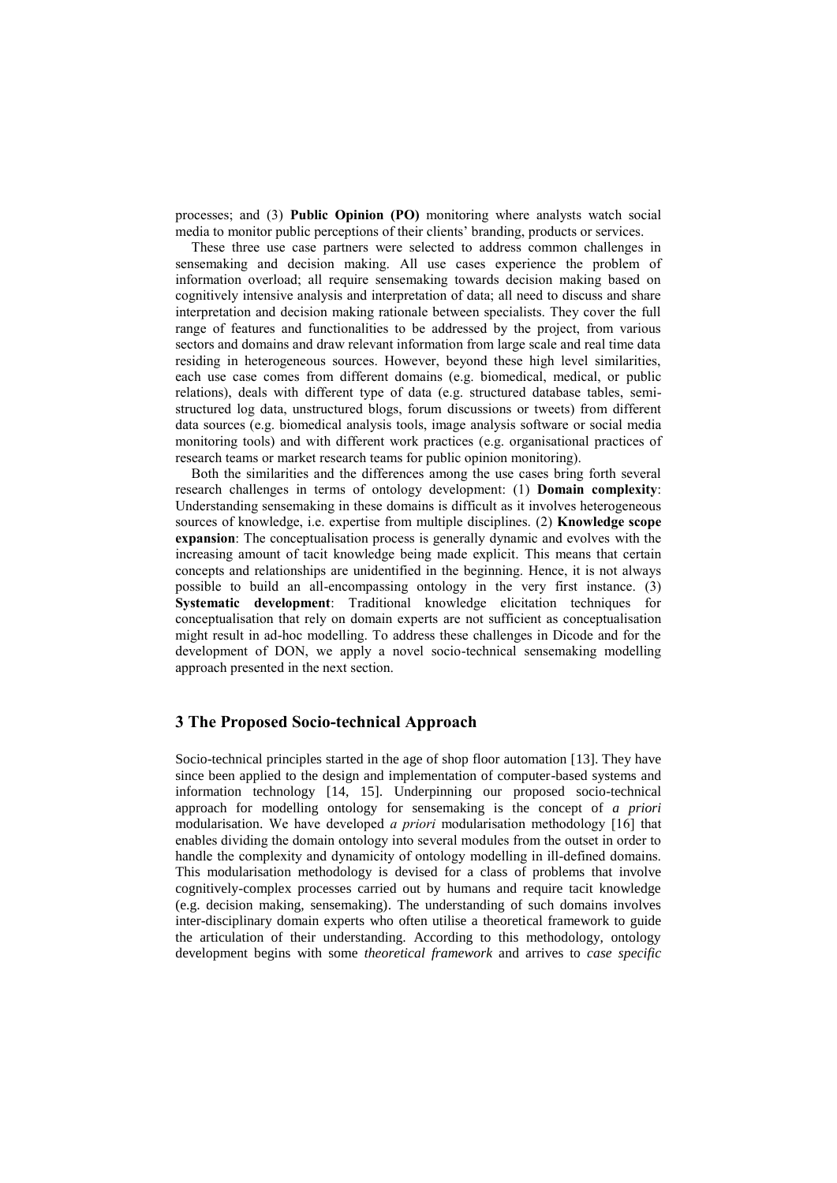processes; and (3) **Public Opinion (PO)** monitoring where analysts watch social media to monitor public perceptions of their clients' branding, products or services.

These three use case partners were selected to address common challenges in sensemaking and decision making. All use cases experience the problem of information overload; all require sensemaking towards decision making based on cognitively intensive analysis and interpretation of data; all need to discuss and share interpretation and decision making rationale between specialists. They cover the full range of features and functionalities to be addressed by the project, from various sectors and domains and draw relevant information from large scale and real time data residing in heterogeneous sources. However, beyond these high level similarities, each use case comes from different domains (e.g. biomedical, medical, or public relations), deals with different type of data (e.g. structured database tables, semi-structured log data, unstructured blogs, forum discussions or tweets) from different data sources (e.g. biomedical analysis tools, image analysis software or social media monitoring tools) and with different work practices (e.g. organisational practices of research teams or market research teams for public opinion monitoring).

Both the similarities and the differences among the use cases bring forth several research challenges in terms of ontology development: (1) **Domain complexity**: Understanding sensemaking in these domains is difficult as it involves heterogeneous sources of knowledge, i.e. expertise from multiple disciplines. (2) **Knowledge scope expansion**: The conceptualisation process is generally dynamic and evolves with the increasing amount of tacit knowledge being made explicit. This means that certain concepts and relationships are unidentified in the beginning. Hence, it is not always possible to build an all-encompassing ontology in the very first instance. (3) **Systematic development**: Traditional knowledge elicitation techniques for conceptualisation that rely on domain experts are not sufficient as conceptualisation might result in ad-hoc modelling. To address these challenges in Dicode and for the development of DON, we apply a novel socio-technical sensemaking modelling approach presented in the next section.

## 3 The Proposed Socio-technical Approach

Socio-technical principles started in the age of shop floor automation [13]. They have since been applied to the design and implementation of computer-based systems and information technology [14, 15]. Underpinning our proposed socio-technical approach for modelling ontology for sensemaking is the concept of *a priori* modularisation. We have developed *a priori* modularisation methodology [16] that enables dividing the domain ontology into several modules from the outset in order to handle the complexity and dynamicity of ontology modelling in ill-defined domains. This modularisation methodology is devised for a class of problems that involve cognitively-complex processes carried out by humans and require tacit knowledge (e.g. decision making, sensemaking). The understanding of such domains involves inter-disciplinary domain experts who often utilise a theoretical framework to guide the articulation of their understanding. According to this methodology, ontology development begins with some *theoretical framework* and arrives to *case specific*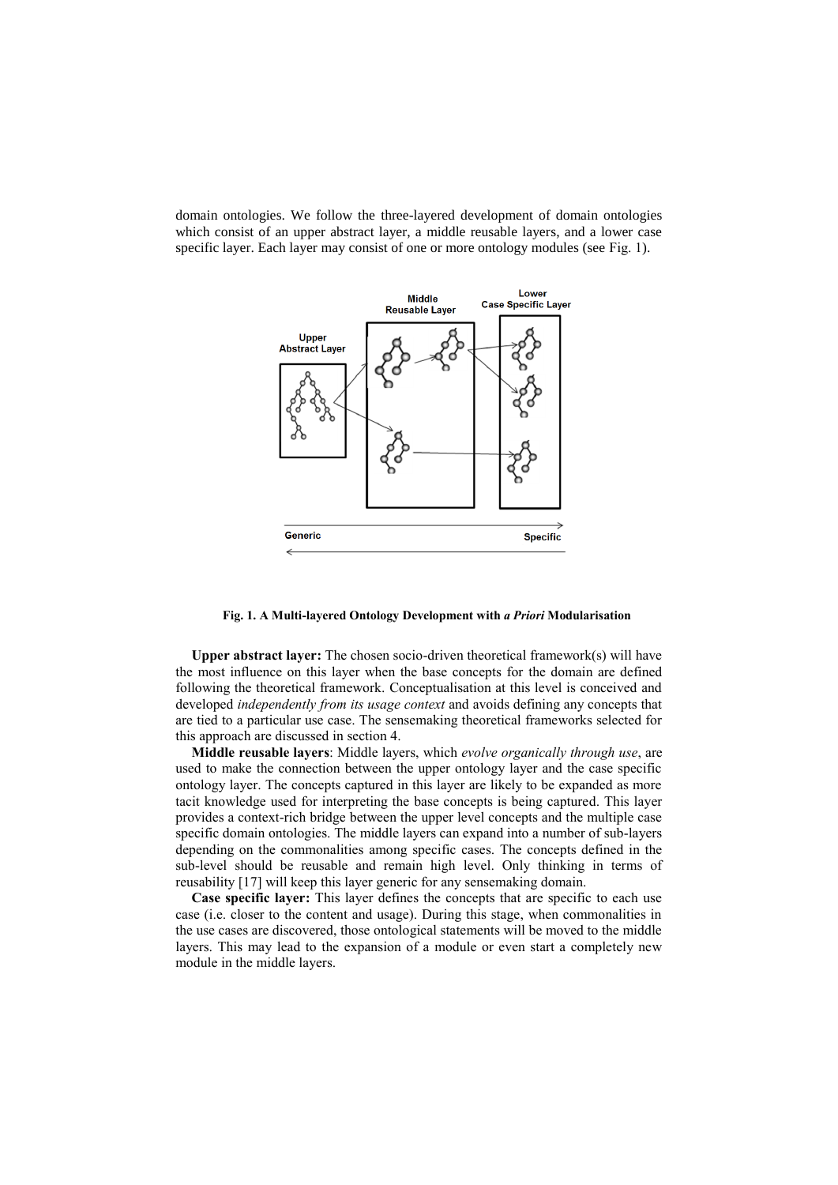domain ontologies. We follow the three-layered development of domain ontologies which consist of an upper abstract layer, a middle reusable layers, and a lower case specific layer. Each layer may consist of one or more ontology modules (see Fig. 1).

**Fig. 1. A Multi-layered Ontology Development with *a Priori* Modularisation**

**Upper abstract layer:** The chosen socio-driven theoretical framework(s) will have the most influence on this layer when the base concepts for the domain are defined following the theoretical framework. Conceptualisation at this level is conceived and developed *independently from its usage context* and avoids defining any concepts that are tied to a particular use case. The sensemaking theoretical frameworks selected for this approach are discussed in section 4.

**Middle reusable layers**: Middle layers, which *evolve organically through use*, are used to make the connection between the upper ontology layer and the case specific ontology layer. The concepts captured in this layer are likely to be expanded as more tacit knowledge used for interpreting the base concepts is being captured. This layer provides a context-rich bridge between the upper level concepts and the multiple case specific domain ontologies. The middle layers can expand into a number of sub-layers depending on the commonalities among specific cases. The concepts defined in the sub-level should be reusable and remain high level. Only thinking in terms of reusability [17] will keep this layer generic for any sensemaking domain.

**Case specific layer:** This layer defines the concepts that are specific to each use case (i.e. closer to the content and usage). During this stage, when commonalities in the use cases are discovered, those ontological statements will be moved to the middle layers. This may lead to the expansion of a module or even start a completely new module in the middle layers.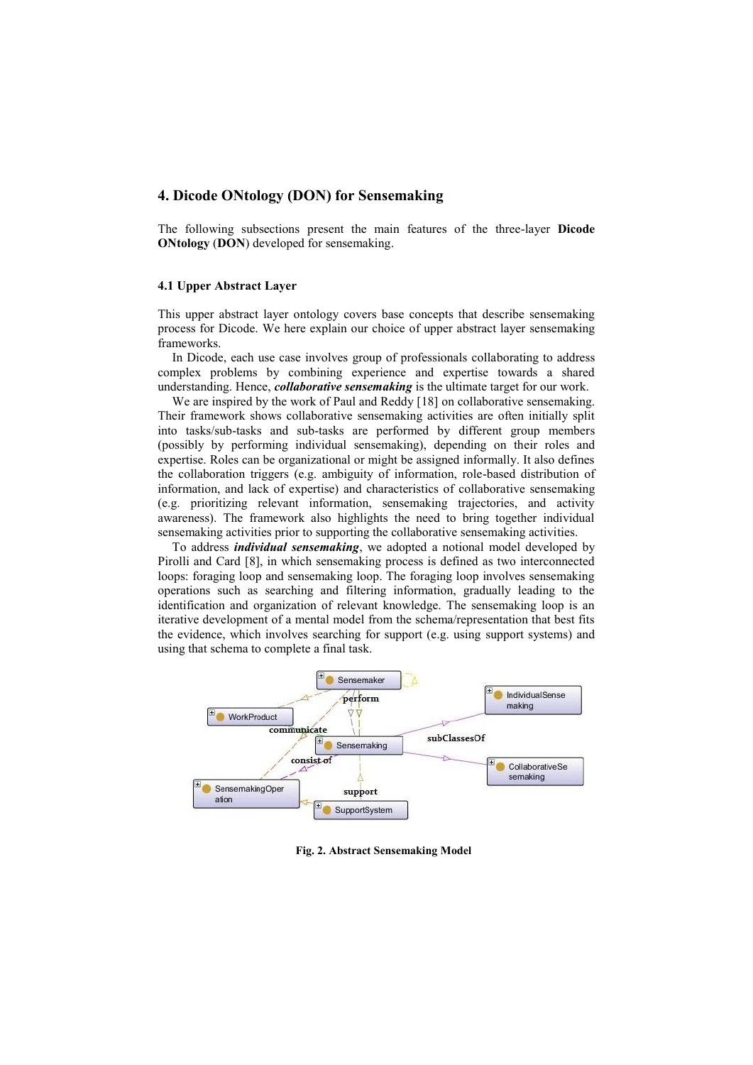## 4. Dicode ONtology (DON) for Sensemaking

The following subsections present the main features of the three-layer **Dicode ONtology** (**DON**) developed for sensemaking.

### 4.1 Upper Abstract Layer

This upper abstract layer ontology covers base concepts that describe sensemaking process for Dicode. We here explain our choice of upper abstract layer sensemaking frameworks.

In Dicode, each use case involves group of professionals collaborating to address complex problems by combining experience and expertise towards a shared understanding. Hence, ***collaborative sensemaking*** is the ultimate target for our work.

We are inspired by the work of Paul and Reddy [18] on collaborative sensemaking. Their framework shows collaborative sensemaking activities are often initially split into tasks/sub-tasks and sub-tasks are performed by different group members (possibly by performing individual sensemaking), depending on their roles and expertise. Roles can be organizational or might be assigned informally. It also defines the collaboration triggers (e.g. ambiguity of information, role-based distribution of information, and lack of expertise) and characteristics of collaborative sensemaking (e.g. prioritizing relevant information, sensemaking trajectories, and activity awareness). The framework also highlights the need to bring together individual sensemaking activities prior to supporting the collaborative sensemaking activities.

To address ***individual sensemaking***, we adopted a notional model developed by Pirolli and Card [8], in which sensemaking process is defined as two interconnected loops: foraging loop and sensemaking loop. The foraging loop involves sensemaking operations such as searching and filtering information, gradually leading to the identification and organization of relevant knowledge. The sensemaking loop is an iterative development of a mental model from the schema/representation that best fits the evidence, which involves searching for support (e.g. using support systems) and using that schema to complete a final task.

**Fig. 2. Abstract Sensemaking Model**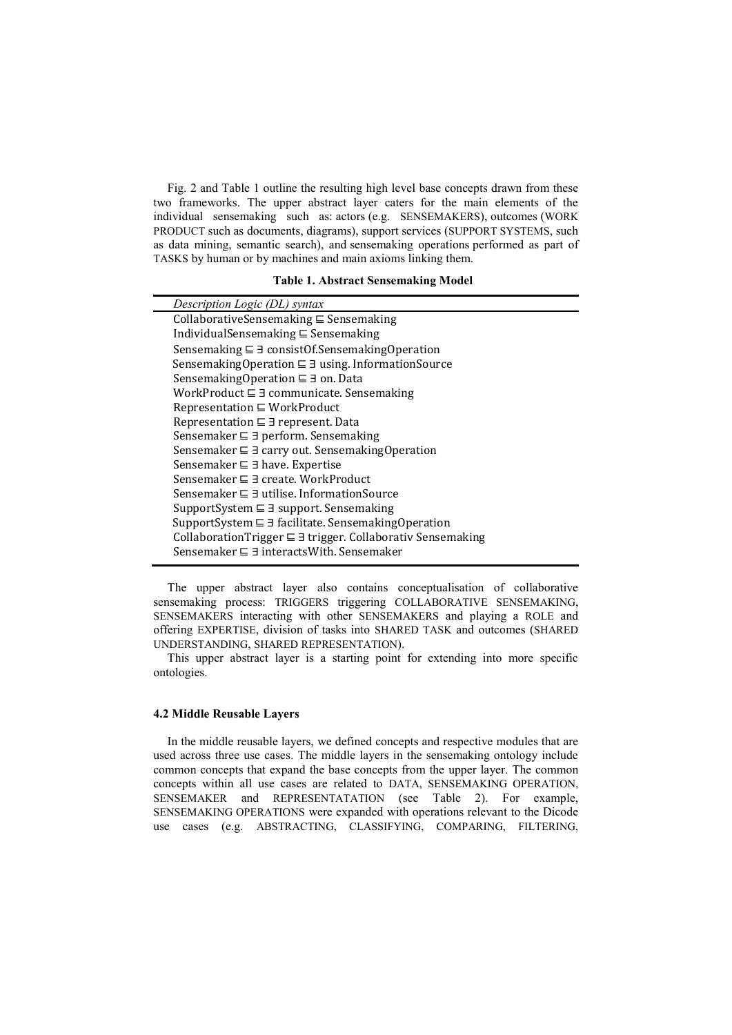Fig. 2 and Table 1 outline the resulting high level base concepts drawn from these two frameworks. The upper abstract layer caters for the main elements of the individual sensemaking such as: actors (e.g. SENSEMAKERS), outcomes (WORK PRODUCT such as documents, diagrams), support services (SUPPORT SYSTEMS, such as data mining, semantic search), and sensemaking operations performed as part of TASKS by human or by machines and main axioms linking them.

**Table 1. Abstract Sensemaking Model**

| *Description Logic (DL) syntax* |
|---|
| $\text{CollaborativeSensemaking} \sqsubseteq \text{Sensemaking}$ |
| $\text{IndividualSensemaking} \sqsubseteq \text{Sensemaking}$ |
| $\text{Sensemaking} \sqsubseteq \exists\ \text{consistOf.SensemakingOperation}$ |
| $\text{SensemakingOperation} \sqsubseteq \exists\ \text{using. InformationSource}$ |
| $\text{SensemakingOperation} \sqsubseteq \exists\ \text{on. Data}$ |
| $\text{WorkProduct} \sqsubseteq \exists\ \text{communicate. Sensemaking}$ |
| $\text{Representation} \sqsubseteq \text{WorkProduct}$ |
| $\text{Representation} \sqsubseteq \exists\ \text{represent. Data}$ |
| $\text{Sensemaker} \sqsubseteq \exists\ \text{perform. Sensemaking}$ |
| $\text{Sensemaker} \sqsubseteq \exists\ \text{carry out. SensemakingOperation}$ |
| $\text{Sensemaker} \sqsubseteq \exists\ \text{have. Expertise}$ |
| $\text{Sensemaker} \sqsubseteq \exists\ \text{create. WorkProduct}$ |
| $\text{Sensemaker} \sqsubseteq \exists\ \text{utilise. InformationSource}$ |
| $\text{SupportSystem} \sqsubseteq \exists\ \text{support. Sensemaking}$ |
| $\text{SupportSystem} \sqsubseteq \exists\ \text{facilitate. SensemakingOperation}$ |
| $\text{CollaborationTrigger} \sqsubseteq \exists\ \text{trigger. Collaborativ Sensemaking}$ |
| $\text{Sensemaker} \sqsubseteq \exists\ \text{interactsWith. Sensemaker}$ |

The upper abstract layer also contains conceptualisation of collaborative sensemaking process: TRIGGERS triggering COLLABORATIVE SENSEMAKING, SENSEMAKERS interacting with other SENSEMAKERS and playing a ROLE and offering EXPERTISE, division of tasks into SHARED TASK and outcomes (SHARED UNDERSTANDING, SHARED REPRESENTATION).

This upper abstract layer is a starting point for extending into more specific ontologies.

### 4.2 Middle Reusable Layers

In the middle reusable layers, we defined concepts and respective modules that are used across three use cases. The middle layers in the sensemaking ontology include common concepts that expand the base concepts from the upper layer. The common concepts within all use cases are related to DATA, SENSEMAKING OPERATION, SENSEMAKER and REPRESENTATATION (see Table 2). For example, SENSEMAKING OPERATIONS were expanded with operations relevant to the Dicode use cases (e.g. ABSTRACTING, CLASSIFYING, COMPARING, FILTERING,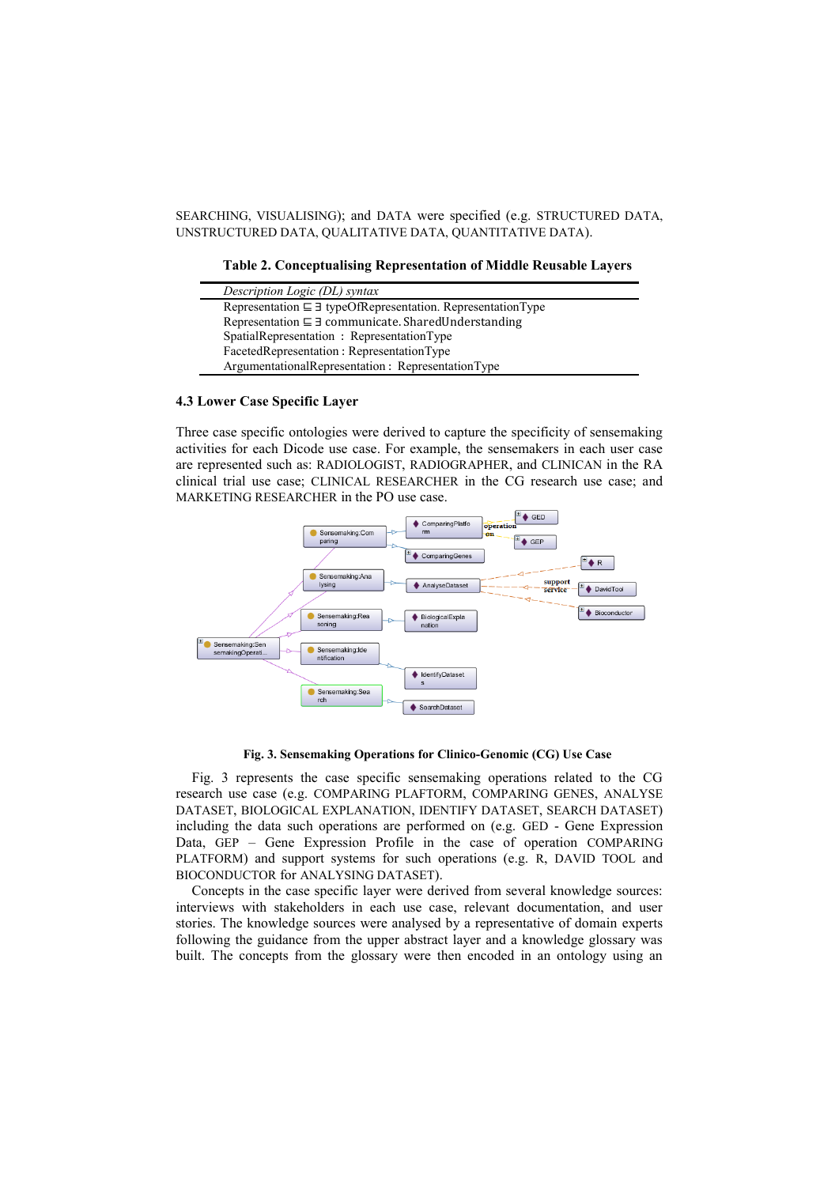SEARCHING, VISUALISING); and DATA were specified (e.g. STRUCTURED DATA, UNSTRUCTURED DATA, QUALITATIVE DATA, QUANTITATIVE DATA).

**Table 2. Conceptualising Representation of Middle Reusable Layers**

| *Description Logic (DL) syntax* |
|---|
| Representation $\sqsubseteq \exists$ typeOfRepresentation. RepresentationType |
| Representation $\sqsubseteq \exists$ communicate. SharedUnderstanding |
| SpatialRepresentation : RepresentationType |
| FacetedRepresentation : RepresentationType |
| ArgumentationalRepresentation : RepresentationType |

### 4.3 Lower Case Specific Layer

Three case specific ontologies were derived to capture the specificity of sensemaking activities for each Dicode use case. For example, the sensemakers in each user case are represented such as: RADIOLOGIST, RADIOGRAPHER, and CLINICAN in the RA clinical trial use case; CLINICAL RESEARCHER in the CG research use case; and MARKETING RESEARCHER in the PO use case.

**Fig. 3. Sensemaking Operations for Clinico-Genomic (CG) Use Case**

Fig. 3 represents the case specific sensemaking operations related to the CG research use case (e.g. COMPARING PLAFTORM, COMPARING GENES, ANALYSE DATASET, BIOLOGICAL EXPLANATION, IDENTIFY DATASET, SEARCH DATASET) including the data such operations are performed on (e.g. GED - Gene Expression Data, GEP – Gene Expression Profile in the case of operation COMPARING PLATFORM) and support systems for such operations (e.g. R, DAVID TOOL and BIOCONDUCTOR for ANALYSING DATASET).

Concepts in the case specific layer were derived from several knowledge sources: interviews with stakeholders in each use case, relevant documentation, and user stories. The knowledge sources were analysed by a representative of domain experts following the guidance from the upper abstract layer and a knowledge glossary was built. The concepts from the glossary were then encoded in an ontology using an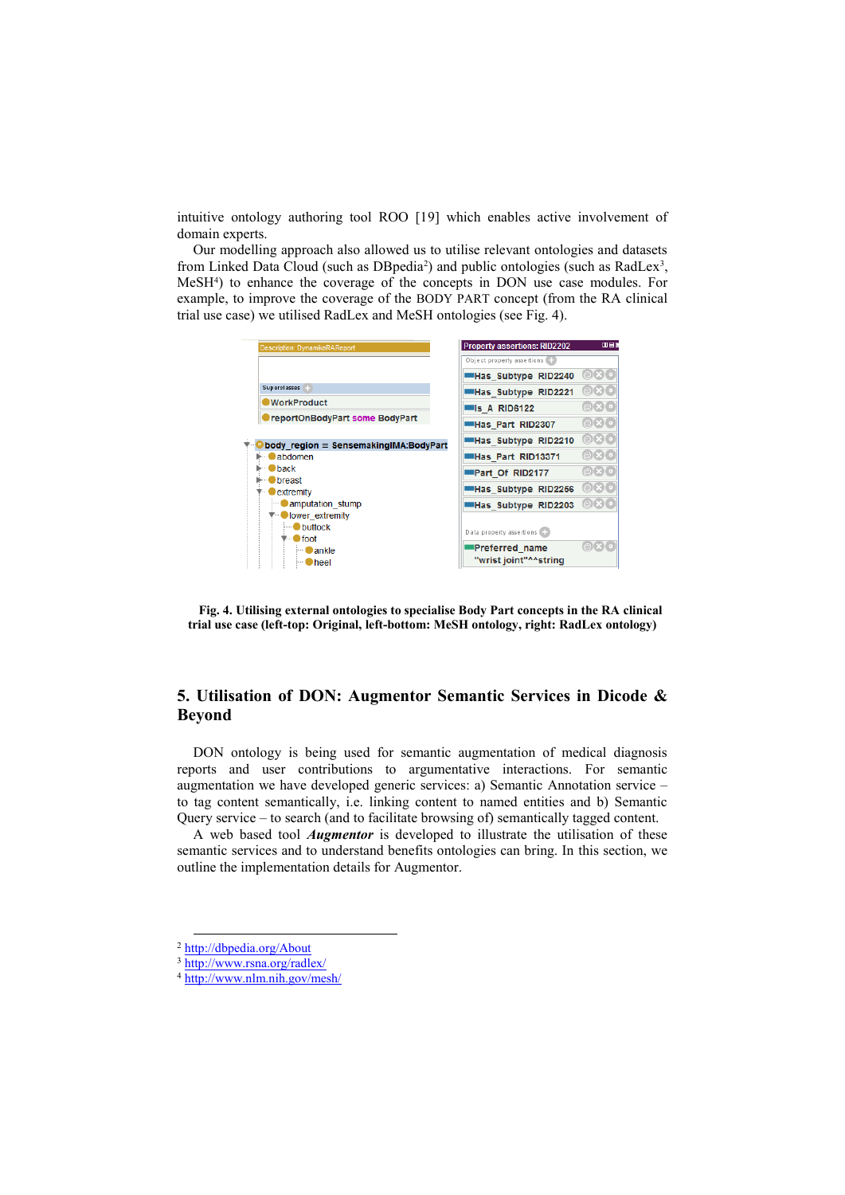intuitive ontology authoring tool ROO [19] which enables active involvement of domain experts.

Our modelling approach also allowed us to utilise relevant ontologies and datasets from Linked Data Cloud (such as DBpedia[2]) and public ontologies (such as RadLex[3], MeSH[4]) to enhance the coverage of the concepts in DON use case modules. For example, to improve the coverage of the BODY PART concept (from the RA clinical trial use case) we utilised RadLex and MeSH ontologies (see Fig. 4).

**Fig. 4. Utilising external ontologies to specialise Body Part concepts in the RA clinical trial use case (left-top: Original, left-bottom: MeSH ontology, right: RadLex ontology)**

## 5. Utilisation of DON: Augmentor Semantic Services in Dicode & Beyond

DON ontology is being used for semantic augmentation of medical diagnosis reports and user contributions to argumentative interactions. For semantic augmentation we have developed generic services: a) Semantic Annotation service – to tag content semantically, i.e. linking content to named entities and b) Semantic Query service – to search (and to facilitate browsing of) semantically tagged content.

A web based tool ***Augmentor*** is developed to illustrate the utilisation of these semantic services and to understand benefits ontologies can bring. In this section, we outline the implementation details for Augmentor.

---

[2] http://dbpedia.org/About

[3] http://www.rsna.org/radlex/

[4] http://www.nlm.nih.gov/mesh/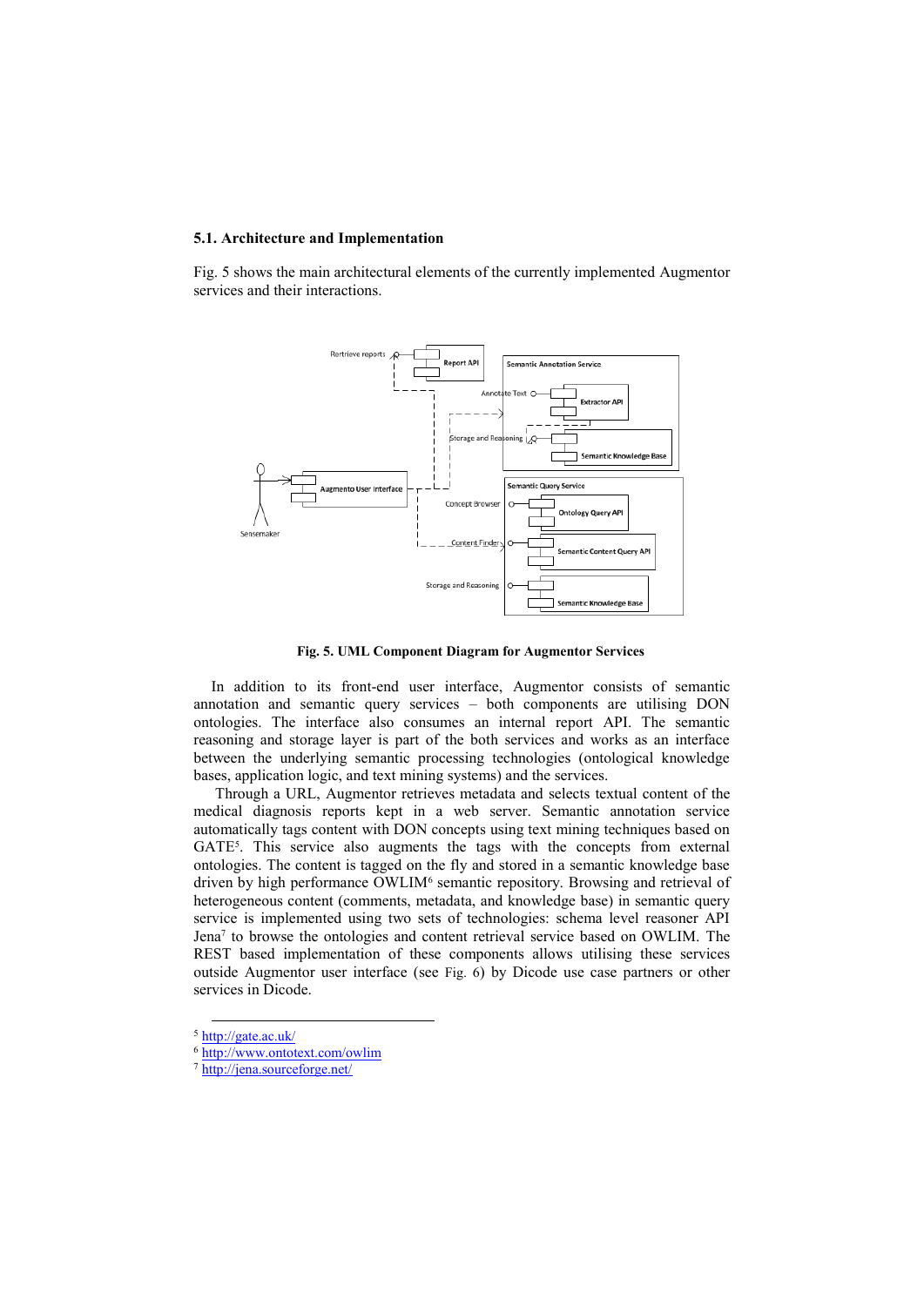### 5.1. Architecture and Implementation

Fig. 5 shows the main architectural elements of the currently implemented Augmentor services and their interactions.

**Fig. 5. UML Component Diagram for Augmentor Services**

In addition to its front-end user interface, Augmentor consists of semantic annotation and semantic query services – both components are utilising DON ontologies. The interface also consumes an internal report API. The semantic reasoning and storage layer is part of the both services and works as an interface between the underlying semantic processing technologies (ontological knowledge bases, application logic, and text mining systems) and the services.

Through a URL, Augmentor retrieves metadata and selects textual content of the medical diagnosis reports kept in a web server. Semantic annotation service automatically tags content with DON concepts using text mining techniques based on GATE[5]. This service also augments the tags with the concepts from external ontologies. The content is tagged on the fly and stored in a semantic knowledge base driven by high performance OWLIM[6] semantic repository. Browsing and retrieval of heterogeneous content (comments, metadata, and knowledge base) in semantic query service is implemented using two sets of technologies: schema level reasoner API Jena[7] to browse the ontologies and content retrieval service based on OWLIM. The REST based implementation of these components allows utilising these services outside Augmentor user interface (see Fig. 6) by Dicode use case partners or other services in Dicode.

[5] http://gate.ac.uk/
[6] http://www.ontotext.com/owlim
[7] http://jena.sourceforge.net/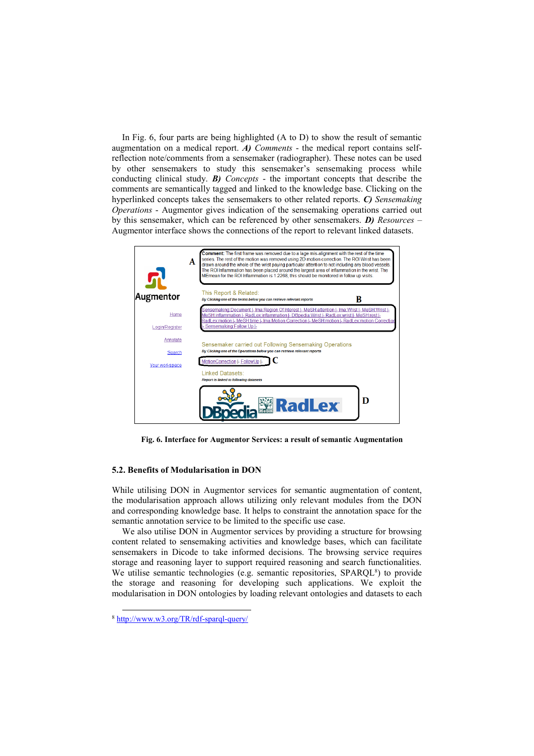In Fig. 6, four parts are being highlighted (A to D) to show the result of semantic augmentation on a medical report. ***A)*** *Comments* - the medical report contains self-reflection note/comments from a sensemaker (radiographer). These notes can be used by other sensemakers to study this sensemaker's sensemaking process while conducting clinical study. ***B)*** *Concepts* - the important concepts that describe the comments are semantically tagged and linked to the knowledge base. Clicking on the hyperlinked concepts takes the sensemakers to other related reports. ***C)*** *Sensemaking Operations* - Augmentor gives indication of the sensemaking operations carried out by this sensemaker, which can be referenced by other sensemakers. ***D)*** *Resources* – Augmentor interface shows the connections of the report to relevant linked datasets.

**Fig. 6. Interface for Augmentor Services: a result of semantic Augmentation**

### 5.2. Benefits of Modularisation in DON

While utilising DON in Augmentor services for semantic augmentation of content, the modularisation approach allows utilizing only relevant modules from the DON and corresponding knowledge base. It helps to constraint the annotation space for the semantic annotation service to be limited to the specific use case.

We also utilise DON in Augmentor services by providing a structure for browsing content related to sensemaking activities and knowledge bases, which can facilitate sensemakers in Dicode to take informed decisions. The browsing service requires storage and reasoning layer to support required reasoning and search functionalities. We utilise semantic technologies (e.g. semantic repositories, SPARQL[8]) to provide the storage and reasoning for developing such applications. We exploit the modularisation in DON ontologies by loading relevant ontologies and datasets to each

[8] http://www.w3.org/TR/rdf-sparql-query/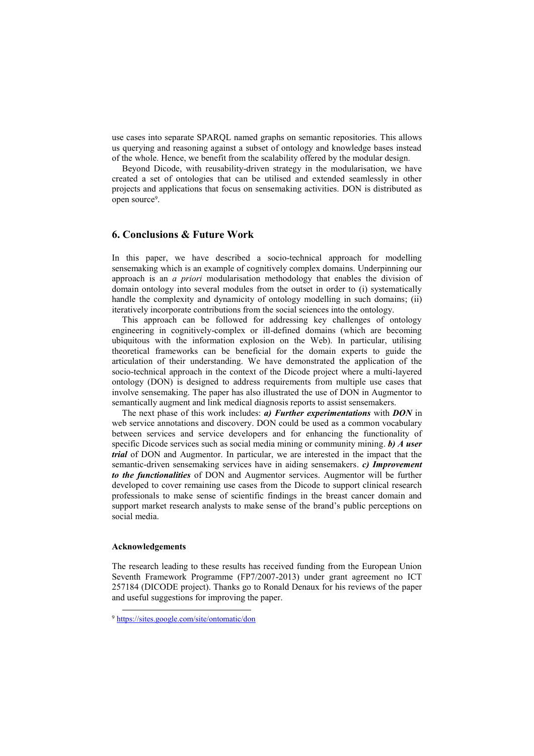use cases into separate SPARQL named graphs on semantic repositories. This allows us querying and reasoning against a subset of ontology and knowledge bases instead of the whole. Hence, we benefit from the scalability offered by the modular design.

Beyond Dicode, with reusability-driven strategy in the modularisation, we have created a set of ontologies that can be utilised and extended seamlessly in other projects and applications that focus on sensemaking activities. DON is distributed as open source[9].

## 6. Conclusions & Future Work

In this paper, we have described a socio-technical approach for modelling sensemaking which is an example of cognitively complex domains. Underpinning our approach is an *a priori* modularisation methodology that enables the division of domain ontology into several modules from the outset in order to (i) systematically handle the complexity and dynamicity of ontology modelling in such domains; (ii) iteratively incorporate contributions from the social sciences into the ontology.

This approach can be followed for addressing key challenges of ontology engineering in cognitively-complex or ill-defined domains (which are becoming ubiquitous with the information explosion on the Web). In particular, utilising theoretical frameworks can be beneficial for the domain experts to guide the articulation of their understanding. We have demonstrated the application of the socio-technical approach in the context of the Dicode project where a multi-layered ontology (DON) is designed to address requirements from multiple use cases that involve sensemaking. The paper has also illustrated the use of DON in Augmentor to semantically augment and link medical diagnosis reports to assist sensemakers.

The next phase of this work includes: ***a) Further experimentations*** with ***DON*** in web service annotations and discovery. DON could be used as a common vocabulary between services and service developers and for enhancing the functionality of specific Dicode services such as social media mining or community mining. ***b) A user trial*** of DON and Augmentor. In particular, we are interested in the impact that the semantic-driven sensemaking services have in aiding sensemakers. ***c) Improvement to the functionalities*** of DON and Augmentor services. Augmentor will be further developed to cover remaining use cases from the Dicode to support clinical research professionals to make sense of scientific findings in the breast cancer domain and support market research analysts to make sense of the brand's public perceptions on social media.

#### Acknowledgements

The research leading to these results has received funding from the European Union Seventh Framework Programme (FP7/2007-2013) under grant agreement no ICT 257184 (DICODE project). Thanks go to Ronald Denaux for his reviews of the paper and useful suggestions for improving the paper.

---

[9] https://sites.google.com/site/ontomatic/don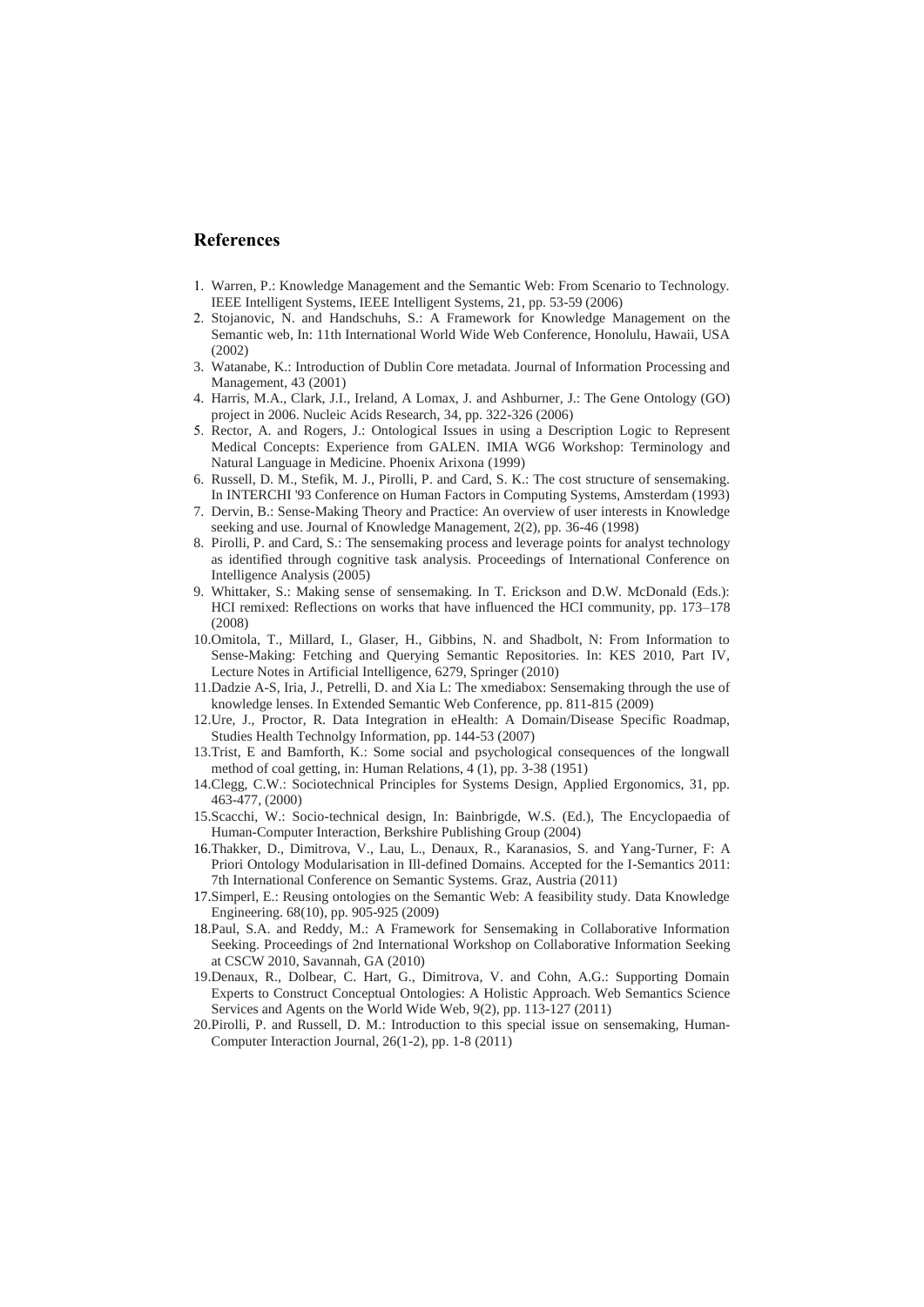## References

1. Warren, P.: Knowledge Management and the Semantic Web: From Scenario to Technology. IEEE Intelligent Systems, IEEE Intelligent Systems, 21, pp. 53-59 (2006)
2. Stojanovic, N. and Handschuhs, S.: A Framework for Knowledge Management on the Semantic web, In: 11th International World Wide Web Conference, Honolulu, Hawaii, USA (2002)
3. Watanabe, K.: Introduction of Dublin Core metadata. Journal of Information Processing and Management, 43 (2001)
4. Harris, M.A., Clark, J.I., Ireland, A Lomax, J. and Ashburner, J.: The Gene Ontology (GO) project in 2006. Nucleic Acids Research, 34, pp. 322-326 (2006)
5. Rector, A. and Rogers, J.: Ontological Issues in using a Description Logic to Represent Medical Concepts: Experience from GALEN. IMIA WG6 Workshop: Terminology and Natural Language in Medicine. Phoenix Arixona (1999)
6. Russell, D. M., Stefik, M. J., Pirolli, P. and Card, S. K.: The cost structure of sensemaking. In INTERCHI '93 Conference on Human Factors in Computing Systems, Amsterdam (1993)
7. Dervin, B.: Sense-Making Theory and Practice: An overview of user interests in Knowledge seeking and use. Journal of Knowledge Management, 2(2), pp. 36-46 (1998)
8. Pirolli, P. and Card, S.: The sensemaking process and leverage points for analyst technology as identified through cognitive task analysis. Proceedings of International Conference on Intelligence Analysis (2005)
9. Whittaker, S.: Making sense of sensemaking. In T. Erickson and D.W. McDonald (Eds.): HCI remixed: Reflections on works that have influenced the HCI community, pp. 173–178 (2008)
10. Omitola, T., Millard, I., Glaser, H., Gibbins, N. and Shadbolt, N: From Information to Sense-Making: Fetching and Querying Semantic Repositories. In: KES 2010, Part IV, Lecture Notes in Artificial Intelligence, 6279, Springer (2010)
11. Dadzie A-S, Iria, J., Petrelli, D. and Xia L: The xmediabox: Sensemaking through the use of knowledge lenses. In Extended Semantic Web Conference, pp. 811-815 (2009)
12. Ure, J., Proctor, R. Data Integration in eHealth: A Domain/Disease Specific Roadmap, Studies Health Technolgy Information, pp. 144-53 (2007)
13. Trist, E and Bamforth, K.: Some social and psychological consequences of the longwall method of coal getting, in: Human Relations, 4 (1), pp. 3-38 (1951)
14. Clegg, C.W.: Sociotechnical Principles for Systems Design, Applied Ergonomics, 31, pp. 463-477, (2000)
15. Scacchi, W.: Socio-technical design, In: Bainbrigde, W.S. (Ed.), The Encyclopaedia of Human-Computer Interaction, Berkshire Publishing Group (2004)
16. Thakker, D., Dimitrova, V., Lau, L., Denaux, R., Karanasios, S. and Yang-Turner, F: A Priori Ontology Modularisation in Ill-defined Domains. Accepted for the I-Semantics 2011: 7th International Conference on Semantic Systems. Graz, Austria (2011)
17. Simperl, E.: Reusing ontologies on the Semantic Web: A feasibility study. Data Knowledge Engineering. 68(10), pp. 905-925 (2009)
18. Paul, S.A. and Reddy, M.: A Framework for Sensemaking in Collaborative Information Seeking. Proceedings of 2nd International Workshop on Collaborative Information Seeking at CSCW 2010, Savannah, GA (2010)
19. Denaux, R., Dolbear, C. Hart, G., Dimitrova, V. and Cohn, A.G.: Supporting Domain Experts to Construct Conceptual Ontologies: A Holistic Approach. Web Semantics Science Services and Agents on the World Wide Web, 9(2), pp. 113-127 (2011)
20. Pirolli, P. and Russell, D. M.: Introduction to this special issue on sensemaking, Human-Computer Interaction Journal, 26(1-2), pp. 1-8 (2011)